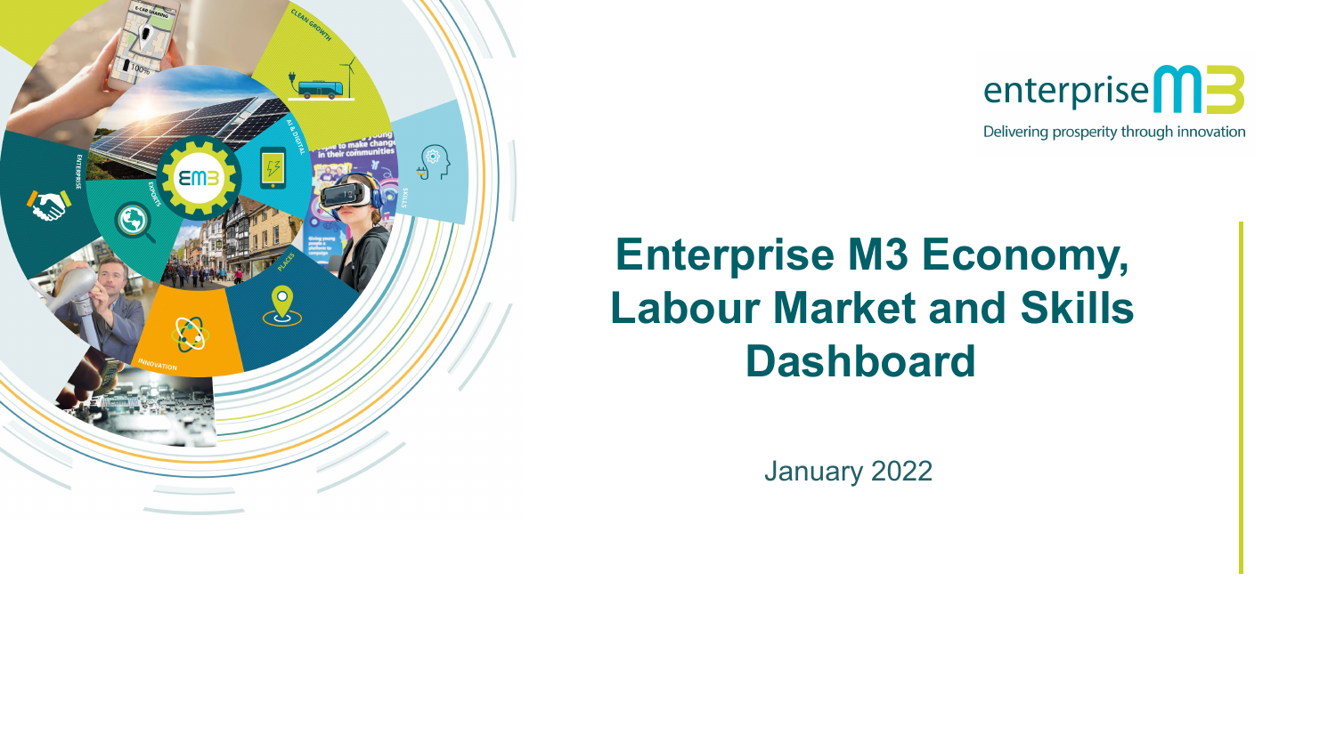enterprise M3

Delivering prosperity through innovation

# Enterprise M3 Economy, Labour Market and Skills Dashboard

January 2022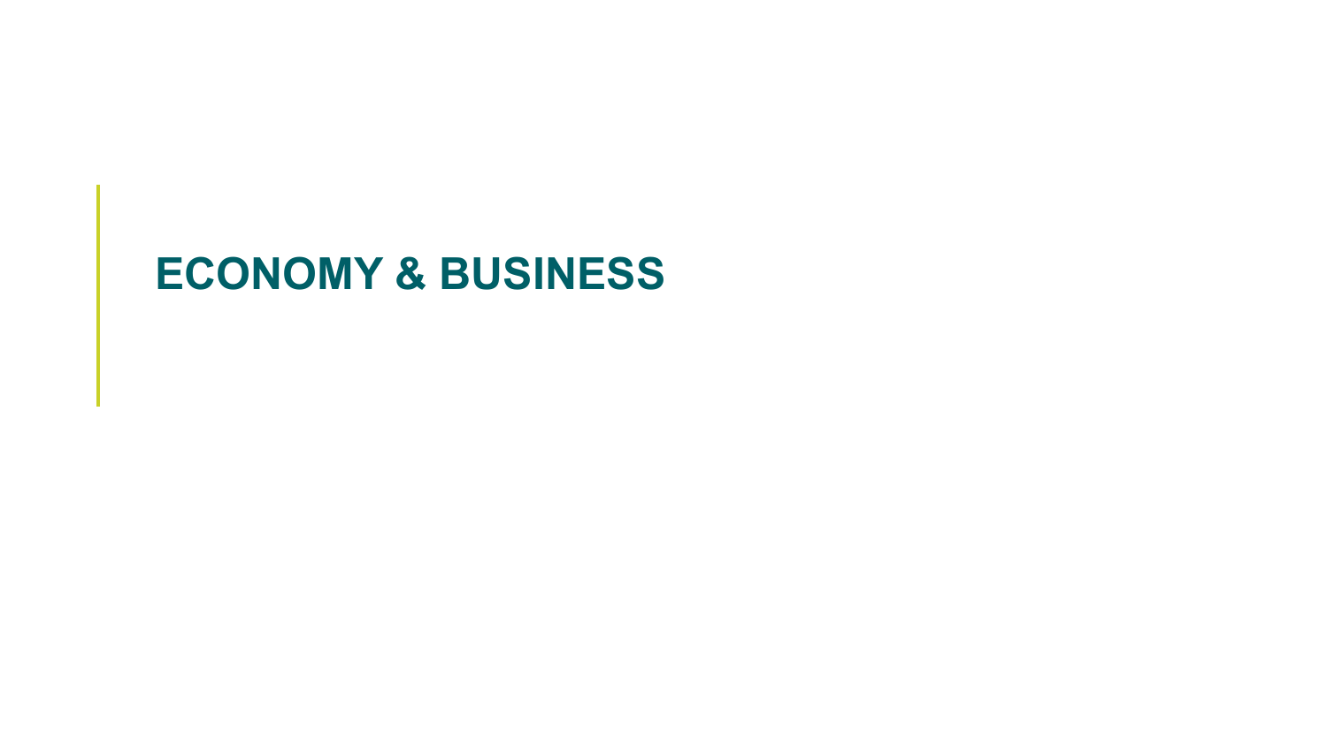# ECONOMY & BUSINESS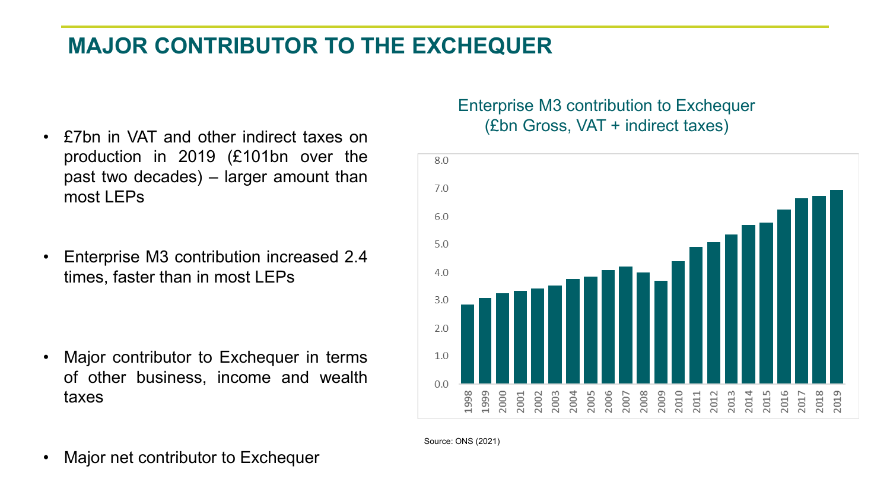# MAJOR CONTRIBUTOR TO THE EXCHEQUER

- £7bn in VAT and other indirect taxes on production in 2019 (£101bn over the past two decades) – larger amount than most LEPs
- Enterprise M3 contribution increased 2.4 times, faster than in most LEPs
- Major contributor to Exchequer in terms of other business, income and wealth taxes
- Major net contributor to Exchequer

Enterprise M3 contribution to Exchequer (£bn Gross, VAT + indirect taxes)

Source: ONS (2021)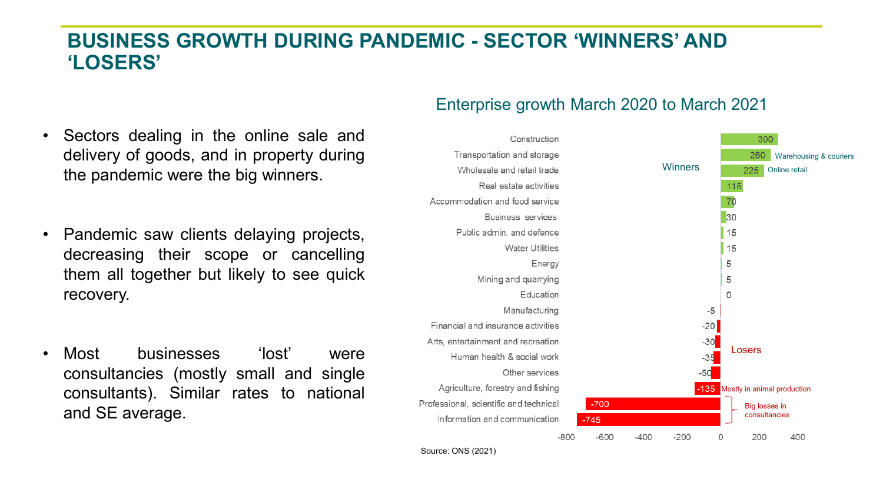# BUSINESS GROWTH DURING PANDEMIC - SECTOR 'WINNERS' AND 'LOSERS'

- Sectors dealing in the online sale and delivery of goods, and in property during the pandemic were the big winners.
- Pandemic saw clients delaying projects, decreasing their scope or cancelling them all together but likely to see quick recovery.
- Most businesses 'lost' were consultancies (mostly small and single consultants). Similar rates to national and SE average.

## Enterprise growth March 2020 to March 2021

| Sector | Enterprise growth | Note |
|---|---|---|
| Construction | 300 | |
| Transportation and storage | 260 | Warehousing & couriers |
| Wholesale and retail trade | 225 | Online retail |
| Real estate activities | 115 | |
| Accommodation and food service | 70 | |
| Business services | 30 | |
| Public admin. and defence | 15 | |
| Water Utilities | 15 | |
| Energy | 5 | |
| Mining and quarrying | 5 | |
| Education | 0 | |
| Manufacturing | -5 | |
| Financial and insurance activities | -20 | |
| Arts, entertainment and recreation | -30 | |
| Human health & social work | -35 | |
| Other services | -50 | |
| Agriculture, forestry and fishing | -135 | Mostly in animal production |
| Professional, scientific and technical | -700 | Big losses in consultancies |
| Information and communication | -745 | Big losses in consultancies |

Winners: Construction to Education; Losers: Manufacturing to Information and communication.

Source: ONS (2021)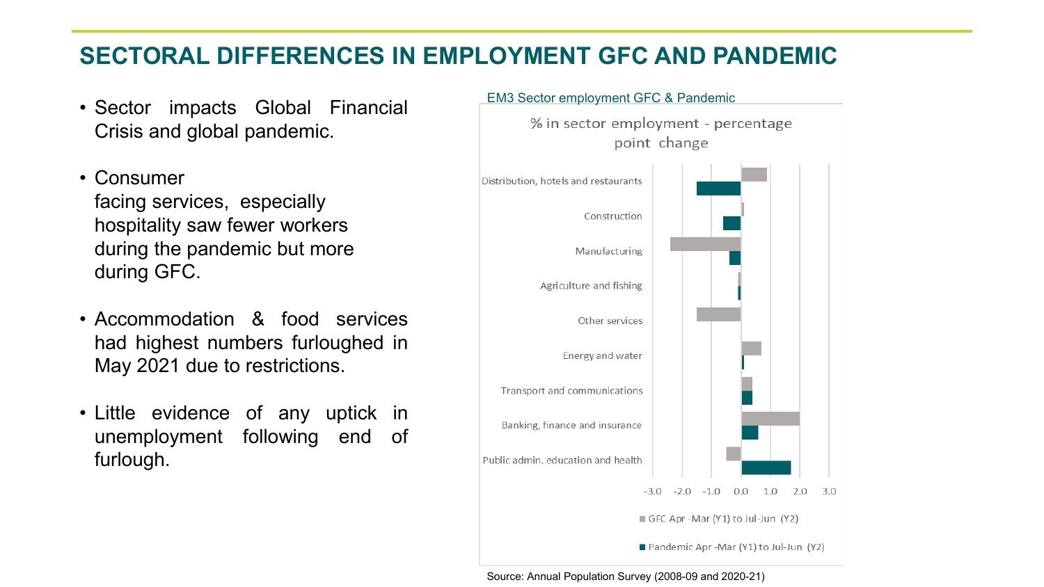# SECTORAL DIFFERENCES IN EMPLOYMENT GFC AND PANDEMIC

- Sector impacts Global Financial Crisis and global pandemic.
- Consumer facing services, especially hospitality saw fewer workers during the pandemic but more during GFC.
- Accommodation & food services had highest numbers furloughed in May 2021 due to restrictions.
- Little evidence of any uptick in unemployment following end of furlough.

EM3 Sector employment GFC & Pandemic

% in sector employment - percentage point change

| Sector | GFC Apr -Mar (Y1) to Jul-Jun (Y2) | Pandemic Apr -Mar (Y1) to Jul-Jun (Y2) |
|---|---|---|
| Distribution, hotels and restaurants | 0.9 | -1.5 |
| Construction | 0.1 | -0.6 |
| Manufacturing | -2.4 | -0.4 |
| Agriculture and fishing | -0.1 | -0.1 |
| Other services | -1.5 | |
| Energy and water | 0.7 | 0.1 |
| Transport and communications | 0.4 | 0.4 |
| Banking, finance and insurance | 2.0 | 0.6 |
| Public admin. education and health | -0.5 | 1.7 |

Source: Annual Population Survey (2008-09 and 2020-21)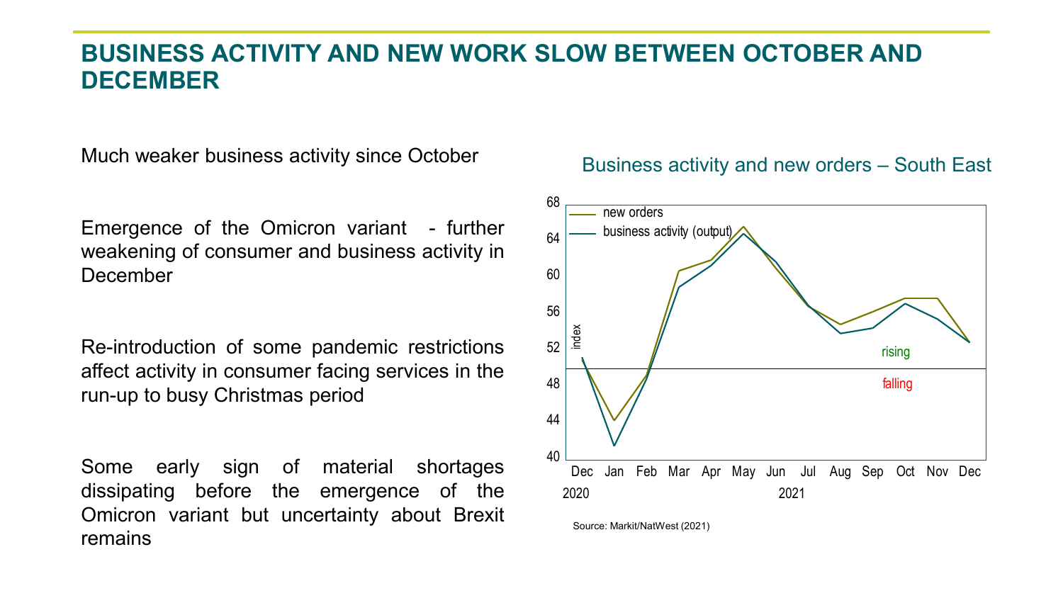# BUSINESS ACTIVITY AND NEW WORK SLOW BETWEEN OCTOBER AND DECEMBER

Much weaker business activity since October

Emergence of the Omicron variant - further weakening of consumer and business activity in December

Re-introduction of some pandemic restrictions affect activity in consumer facing services in the run-up to busy Christmas period

Some early sign of material shortages dissipating before the emergence of the Omicron variant but uncertainty about Brexit remains

Business activity and new orders – South East

Source: Markit/NatWest (2021)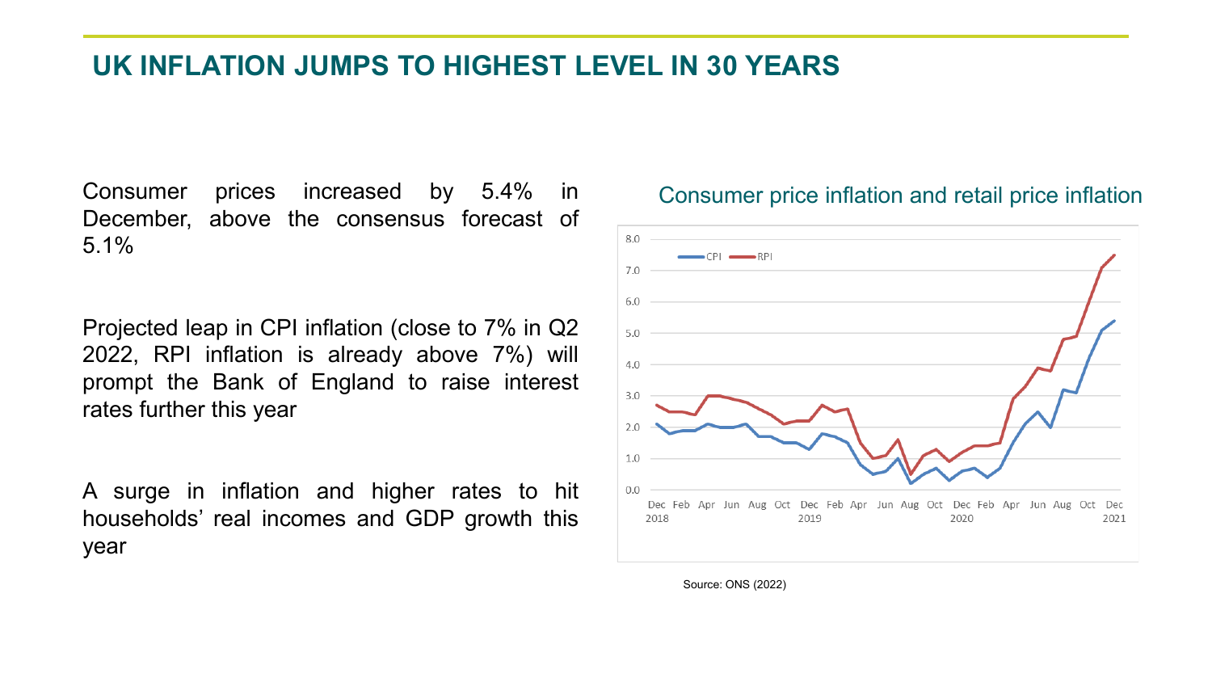# UK INFLATION JUMPS TO HIGHEST LEVEL IN 30 YEARS

Consumer prices increased by 5.4% in December, above the consensus forecast of 5.1%

Projected leap in CPI inflation (close to 7% in Q2 2022, RPI inflation is already above 7%) will prompt the Bank of England to raise interest rates further this year

A surge in inflation and higher rates to hit households' real incomes and GDP growth this year

Consumer price inflation and retail price inflation

Source: ONS (2022)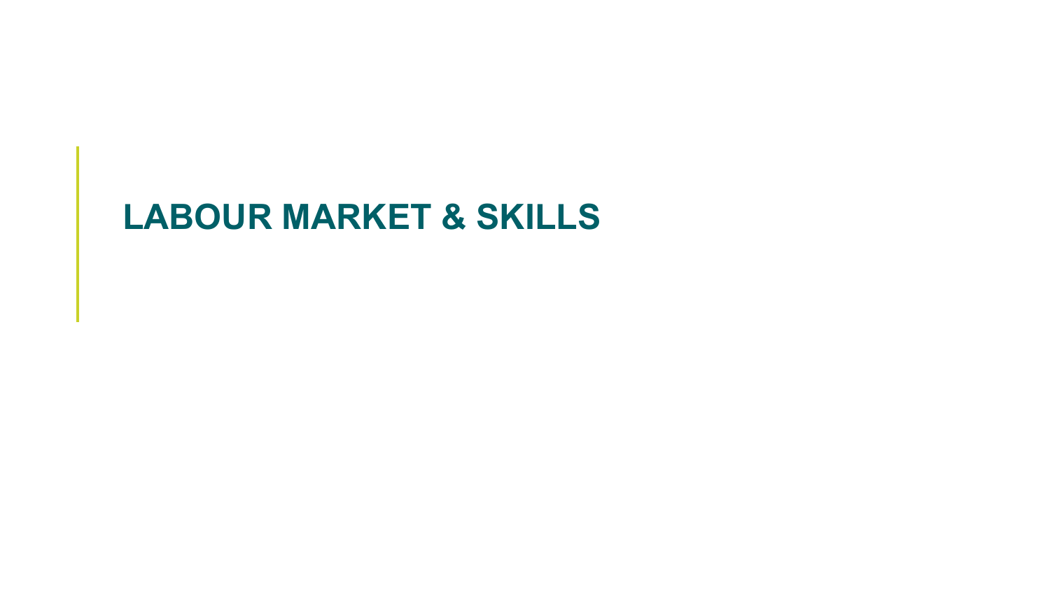# LABOUR MARKET & SKILLS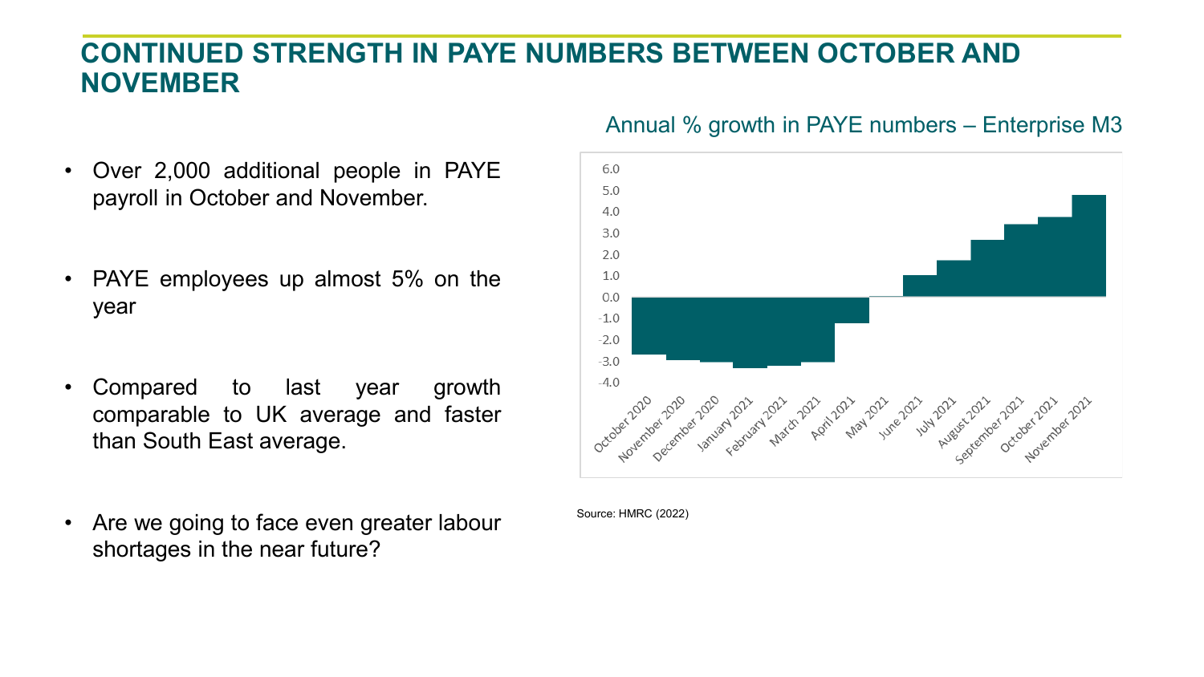# CONTINUED STRENGTH IN PAYE NUMBERS BETWEEN OCTOBER AND NOVEMBER

- Over 2,000 additional people in PAYE payroll in October and November.
- PAYE employees up almost 5% on the year
- Compared to last year growth comparable to UK average and faster than South East average.
- Are we going to face even greater labour shortages in the near future?

Annual % growth in PAYE numbers – Enterprise M3

Source: HMRC (2022)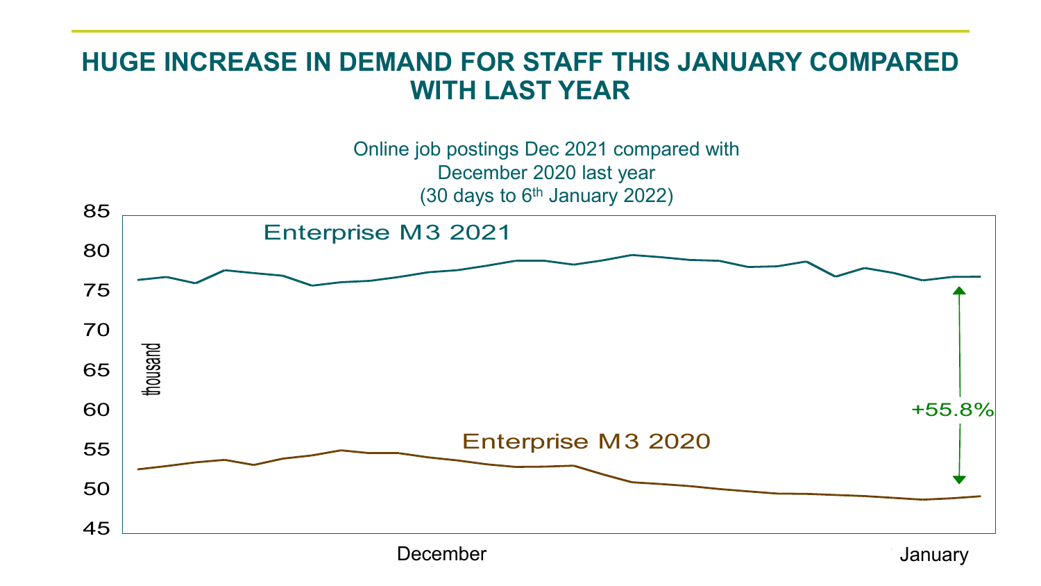# HUGE INCREASE IN DEMAND FOR STAFF THIS JANUARY COMPARED WITH LAST YEAR

Online job postings Dec 2021 compared with
December 2020 last year
(30 days to 6th January 2022)

Enterprise M3 2021

Enterprise M3 2020

+55.8%

thousand

85, 80, 75, 70, 65, 60, 55, 50, 45

December

January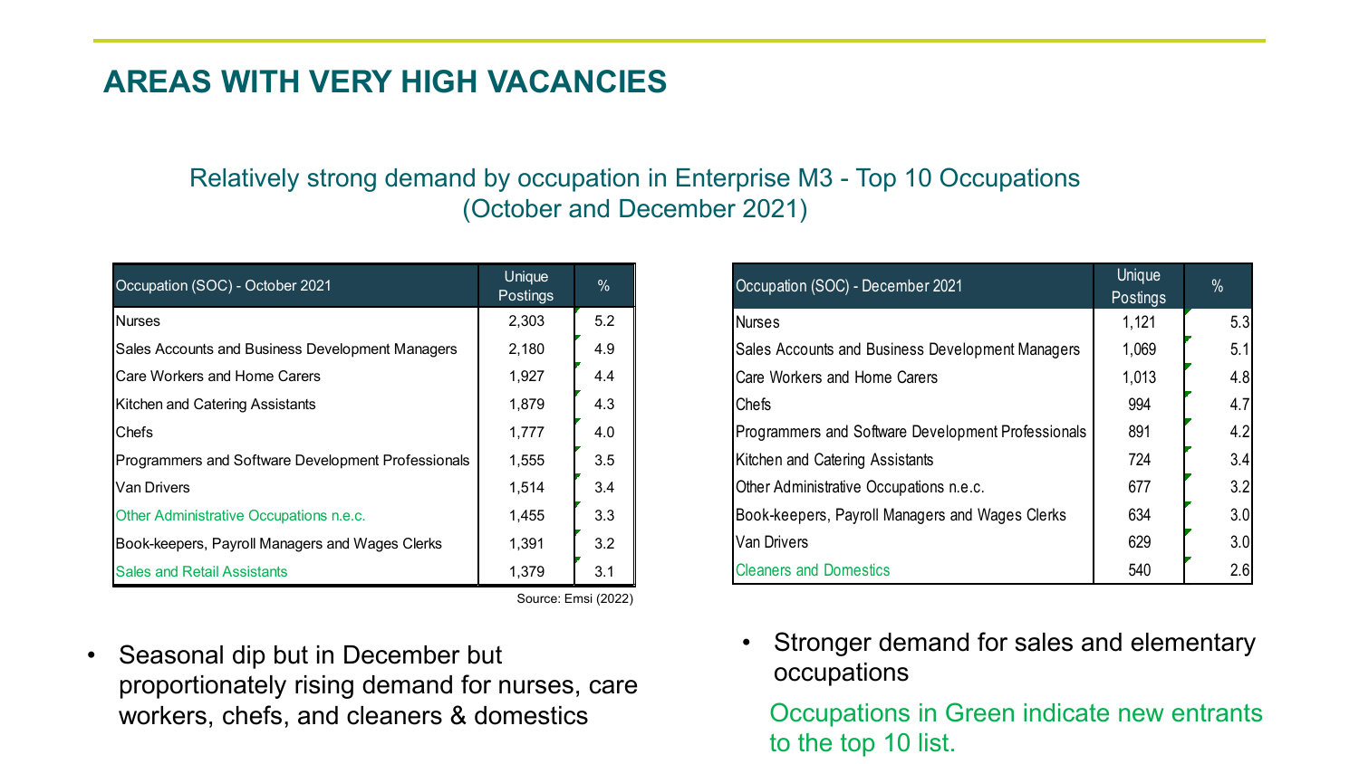## AREAS WITH VERY HIGH VACANCIES

Relatively strong demand by occupation in Enterprise M3 - Top 10 Occupations (October and December 2021)

| Occupation (SOC) - October 2021 | Unique Postings | % |
|---|---|---|
| Nurses | 2,303 | 5.2 |
| Sales Accounts and Business Development Managers | 2,180 | 4.9 |
| Care Workers and Home Carers | 1,927 | 4.4 |
| Kitchen and Catering Assistants | 1,879 | 4.3 |
| Chefs | 1,777 | 4.0 |
| Programmers and Software Development Professionals | 1,555 | 3.5 |
| Van Drivers | 1,514 | 3.4 |
| Other Administrative Occupations n.e.c. | 1,455 | 3.3 |
| Book-keepers, Payroll Managers and Wages Clerks | 1,391 | 3.2 |
| Sales and Retail Assistants | 1,379 | 3.1 |

Source: Emsi (2022)

| Occupation (SOC) - December 2021 | Unique Postings | % |
|---|---|---|
| Nurses | 1,121 | 5.3 |
| Sales Accounts and Business Development Managers | 1,069 | 5.1 |
| Care Workers and Home Carers | 1,013 | 4.8 |
| Chefs | 994 | 4.7 |
| Programmers and Software Development Professionals | 891 | 4.2 |
| Kitchen and Catering Assistants | 724 | 3.4 |
| Other Administrative Occupations n.e.c. | 677 | 3.2 |
| Book-keepers, Payroll Managers and Wages Clerks | 634 | 3.0 |
| Van Drivers | 629 | 3.0 |
| Cleaners and Domestics | 540 | 2.6 |

- Seasonal dip but in December but proportionately rising demand for nurses, care workers, chefs, and cleaners & domestics
- Stronger demand for sales and elementary occupations

Occupations in Green indicate new entrants to the top 10 list.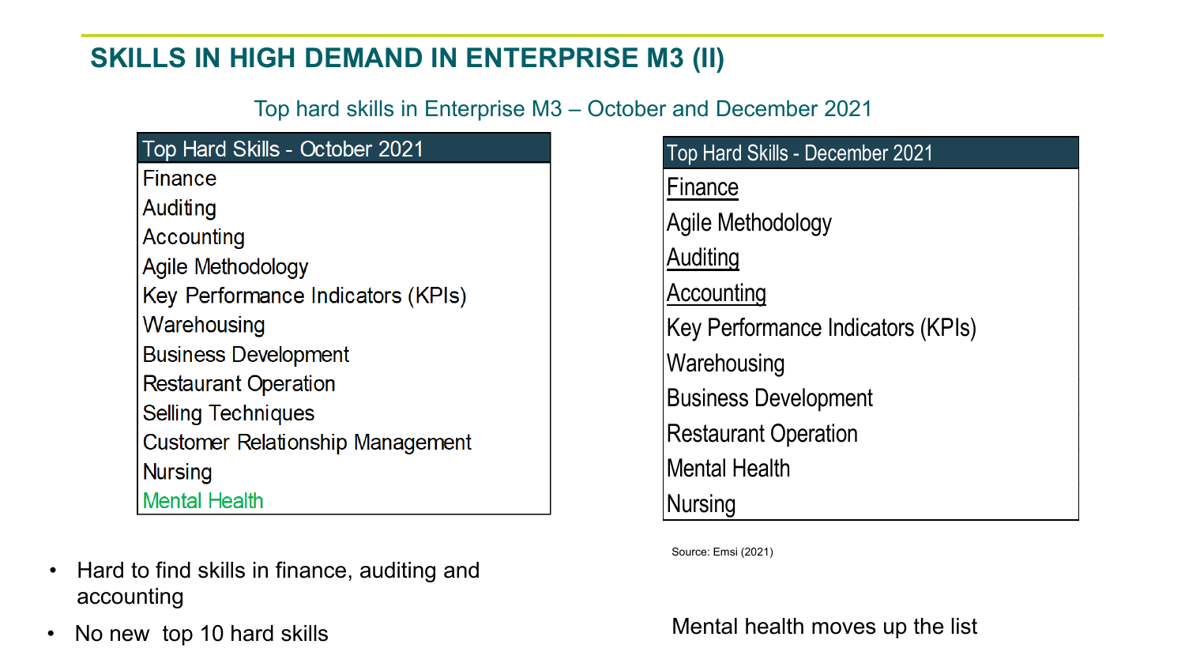# SKILLS IN HIGH DEMAND IN ENTERPRISE M3 (II)

Top hard skills in Enterprise M3 – October and December 2021

| Top Hard Skills - October 2021 |
| --- |
| Finance |
| Auditing |
| Accounting |
| Agile Methodology |
| Key Performance Indicators (KPIs) |
| Warehousing |
| Business Development |
| Restaurant Operation |
| Selling Techniques |
| Customer Relationship Management |
| Nursing |
| Mental Health |

| Top Hard Skills - December 2021 |
| --- |
| Finance |
| Agile Methodology |
| Auditing |
| Accounting |
| Key Performance Indicators (KPIs) |
| Warehousing |
| Business Development |
| Restaurant Operation |
| Mental Health |
| Nursing |

Source: Emsi (2021)

- Hard to find skills in finance, auditing and accounting
- No new top 10 hard skills

Mental health moves up the list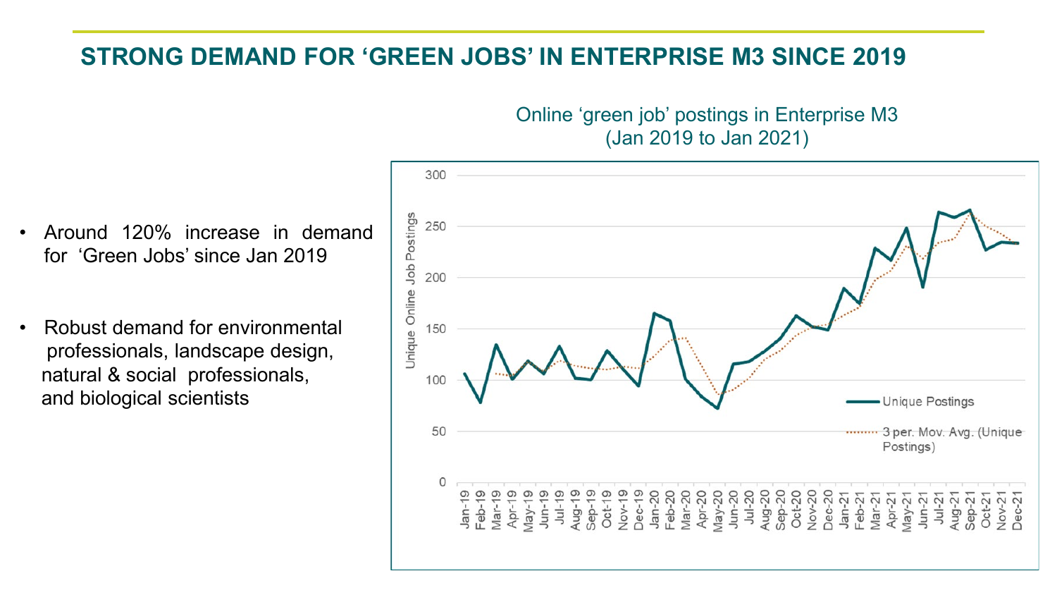# STRONG DEMAND FOR 'GREEN JOBS' IN ENTERPRISE M3 SINCE 2019

- Around 120% increase in demand for 'Green Jobs' since Jan 2019
- Robust demand for environmental professionals, landscape design, natural & social professionals, and biological scientists

Online 'green job' postings in Enterprise M3 (Jan 2019 to Jan 2021)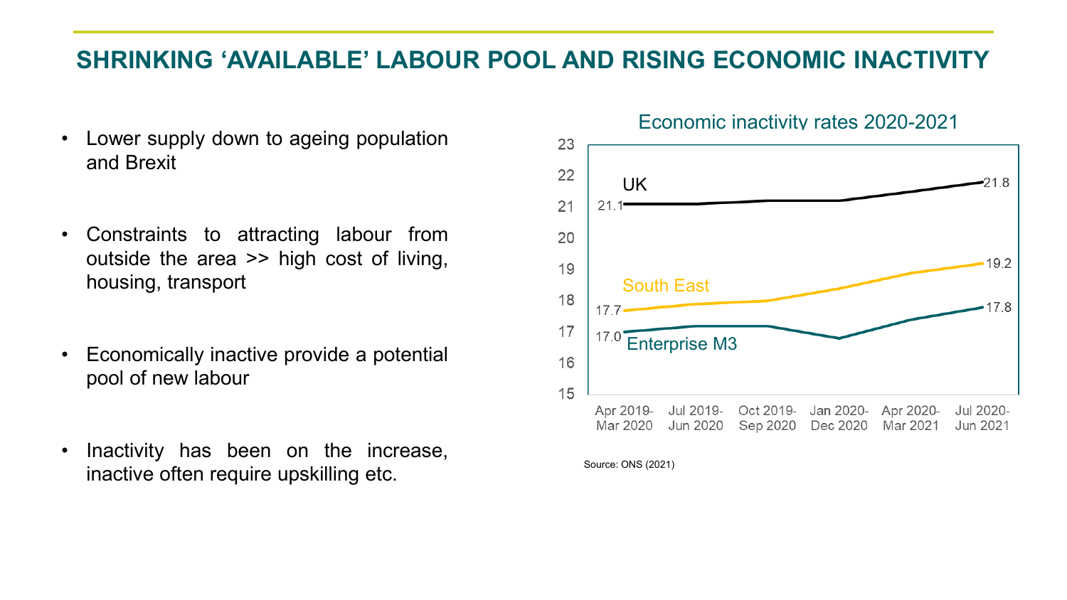# SHRINKING 'AVAILABLE' LABOUR POOL AND RISING ECONOMIC INACTIVITY

- Lower supply down to ageing population and Brexit
- Constraints to attracting labour from outside the area >> high cost of living, housing, transport
- Economically inactive provide a potential pool of new labour
- Inactivity has been on the increase, inactive often require upskilling etc.

Economic inactivity rates 2020-2021

| | Apr 2019-Mar 2020 | Jul 2020-Jun 2021 |
|---|---|---|
| UK | 21.1 | 21.8 |
| South East | 17.7 | 19.2 |
| Enterprise M3 | 17.0 | 17.8 |

Source: ONS (2021)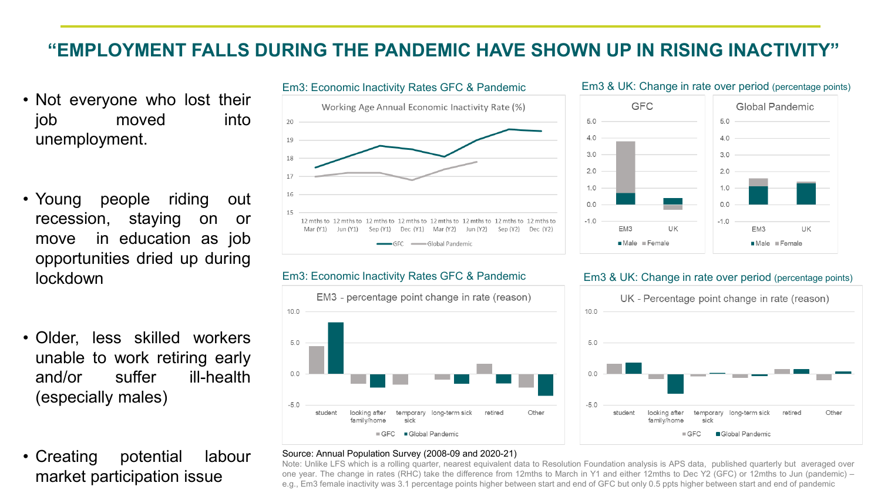# "EMPLOYMENT FALLS DURING THE PANDEMIC HAVE SHOWN UP IN RISING INACTIVITY"

- Not everyone who lost their job moved into unemployment.
- Young people riding out recession, staying on or move in education as job opportunities dried up during lockdown
- Older, less skilled workers unable to work retiring early and/or suffer ill-health (especially males)
- Creating potential labour market participation issue

**Em3: Economic Inactivity Rates GFC & Pandemic**

Working Age Annual Economic Inactivity Rate (%)

**Em3 & UK: Change in rate over period** (percentage points)

GFC | Global Pandemic

**Em3: Economic Inactivity Rates GFC & Pandemic**

EM3 - percentage point change in rate (reason)

**Em3 & UK: Change in rate over period** (percentage points)

UK - Percentage point change in rate (reason)

Source: Annual Population Survey (2008-09 and 2020-21)

Note: Unlike LFS which is a rolling quarter, nearest equivalent data to Resolution Foundation analysis is APS data, published quarterly but averaged over one year. The change in rates (RHC) take the difference from 12mths to March in Y1 and either 12mths to Dec Y2 (GFC) or 12mths to Jun (pandemic) – e.g., Em3 female inactivity was 3.1 percentage points higher between start and end of GFC but only 0.5 ppts higher between start and end of pandemic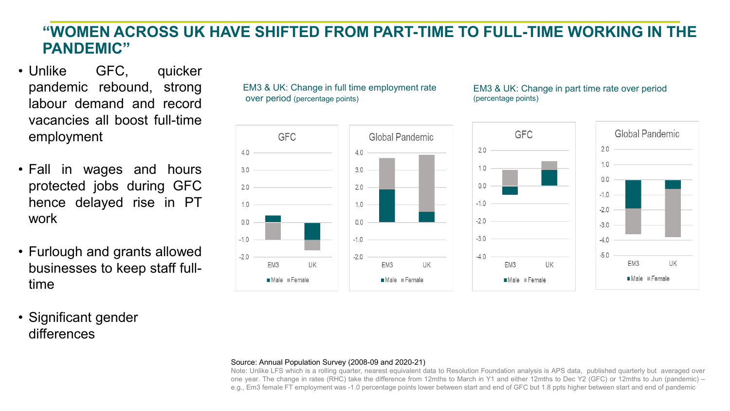# "WOMEN ACROSS UK HAVE SHIFTED FROM PART-TIME TO FULL-TIME WORKING IN THE PANDEMIC"

- Unlike GFC, quicker pandemic rebound, strong labour demand and record vacancies all boost full-time employment
- Fall in wages and hours protected jobs during GFC hence delayed rise in PT work
- Furlough and grants allowed businesses to keep staff full-time
- Significant gender differences

EM3 & UK: Change in full time employment rate over period (percentage points)

GFC

Global Pandemic

EM3 & UK: Change in part time rate over period (percentage points)

GFC

Global Pandemic

Source: Annual Population Survey (2008-09 and 2020-21)

Note: Unlike LFS which is a rolling quarter, nearest equivalent data to Resolution Foundation analysis is APS data, published quarterly but averaged over one year. The change in rates (RHC) take the difference from 12mths to March in Y1 and either 12mths to Dec Y2 (GFC) or 12mths to Jun (pandemic) – e.g., Em3 female FT employment was -1.0 percentage points lower between start and end of GFC but 1.8 ppts higher between start and end of pandemic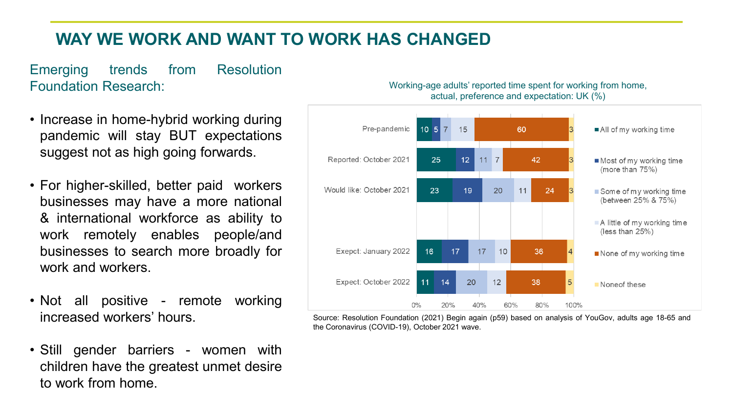# WAY WE WORK AND WANT TO WORK HAS CHANGED

Emerging trends from Resolution Foundation Research:

- Increase in home-hybrid working during pandemic will stay BUT expectations suggest not as high going forwards.
- For higher-skilled, better paid workers businesses may have a more national & international workforce as ability to work remotely enables people/and businesses to search more broadly for work and workers.
- Not all positive - remote working increased workers' hours.
- Still gender barriers - women with children have the greatest unmet desire to work from home.

Working-age adults' reported time spent for working from home, actual, preference and expectation: UK (%)

| | All of my working time | Most of my working time (more than 75%) | Some of my working time (between 25% & 75%) | A little of my working time (less than 25%) | None of my working time | Noneof these |
|---|---|---|---|---|---|---|
| Pre-pandemic | 10 | 5 | 7 | 15 | 60 | 3 |
| Reported: October 2021 | 25 | 12 | 11 | 7 | 42 | 3 |
| Would like: October 2021 | 23 | 19 | 20 | 11 | 24 | 3 |
| Exepct: January 2022 | 16 | 17 | 17 | 10 | 36 | 4 |
| Expect: October 2022 | 11 | 14 | 20 | 12 | 38 | 5 |

Source: Resolution Foundation (2021) Begin again (p59) based on analysis of YouGov, adults age 18-65 and the Coronavirus (COVID-19), October 2021 wave.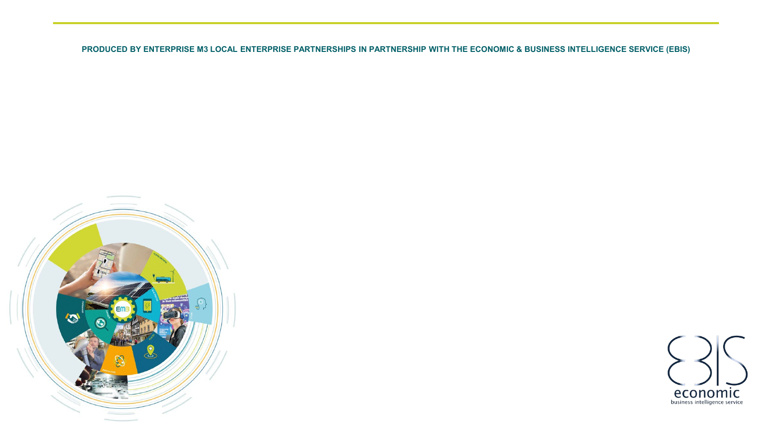PRODUCED BY ENTERPRISE M3 LOCAL ENTERPRISE PARTNERSHIPS IN PARTNERSHIP WITH THE ECONOMIC & BUSINESS INTELLIGENCE SERVICE (EBIS)